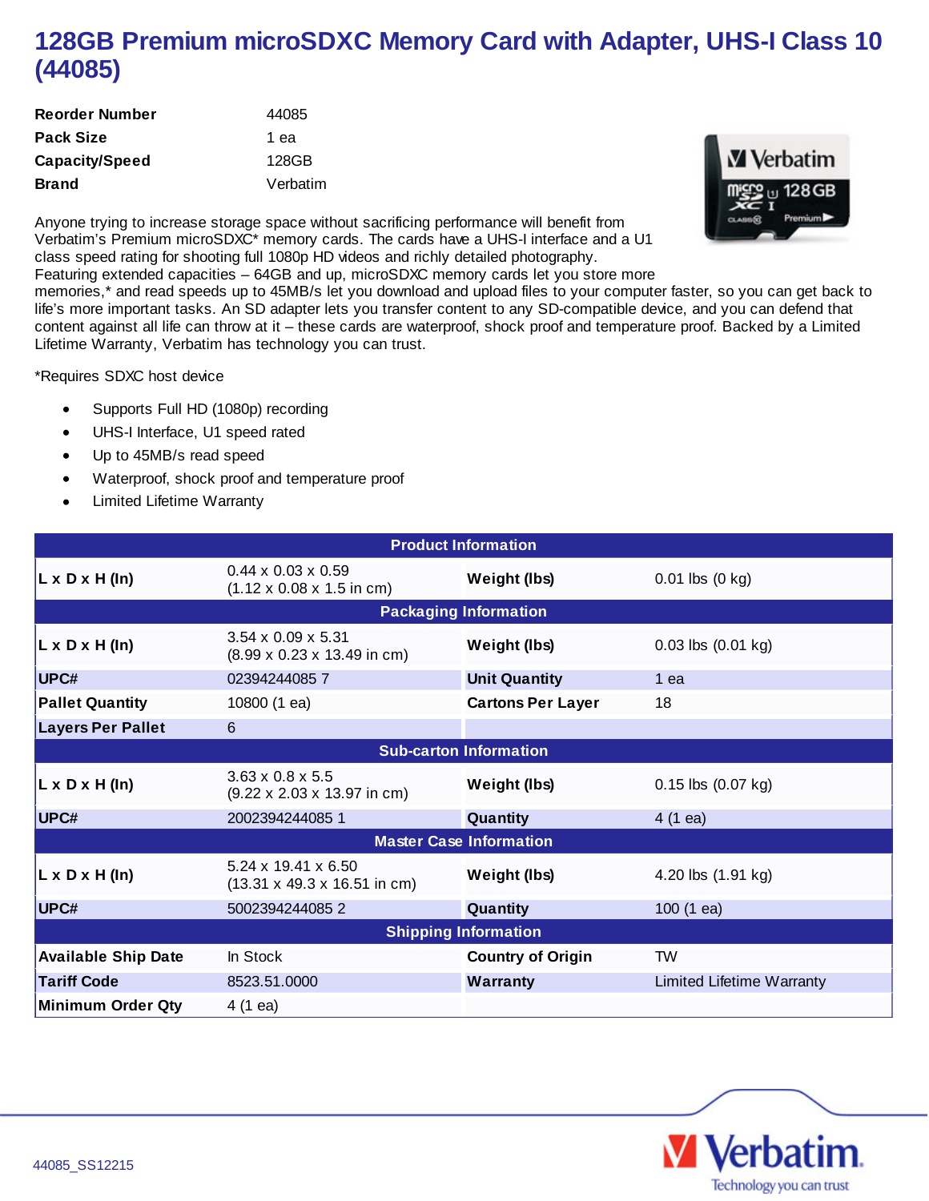# 128GB Premium microSDXC Memory Card with Adapter, UHS-I Class 10 (44085)

| | |
|---|---|
| **Reorder Number** | 44085 |
| **Pack Size** | 1 ea |
| **Capacity/Speed** | 128GB |
| **Brand** | Verbatim |

Anyone trying to increase storage space without sacrificing performance will benefit from Verbatim's Premium microSDXC* memory cards. The cards have a UHS-I interface and a U1 class speed rating for shooting full 1080p HD videos and richly detailed photography. Featuring extended capacities – 64GB and up, microSDXC memory cards let you store more memories,* and read speeds up to 45MB/s let you download and upload files to your computer faster, so you can get back to life's more important tasks. An SD adapter lets you transfer content to any SD-compatible device, and you can defend that content against all life can throw at it – these cards are waterproof, shock proof and temperature proof. Backed by a Limited Lifetime Warranty, Verbatim has technology you can trust.

*Requires SDXC host device

- Supports Full HD (1080p) recording
- UHS-I Interface, U1 speed rated
- Up to 45MB/s read speed
- Waterproof, shock proof and temperature proof
- Limited Lifetime Warranty

| **Product Information** | | | |
|---|---|---|---|
| **L x D x H (In)** | 0.44 x 0.03 x 0.59 (1.12 x 0.08 x 1.5 in cm) | **Weight (lbs)** | 0.01 lbs (0 kg) |
| **Packaging Information** | | | |
| **L x D x H (In)** | 3.54 x 0.09 x 5.31 (8.99 x 0.23 x 13.49 in cm) | **Weight (lbs)** | 0.03 lbs (0.01 kg) |
| **UPC#** | 02394244085 7 | **Unit Quantity** | 1 ea |
| **Pallet Quantity** | 10800 (1 ea) | **Cartons Per Layer** | 18 |
| **Layers Per Pallet** | 6 | | |
| **Sub-carton Information** | | | |
| **L x D x H (In)** | 3.63 x 0.8 x 5.5 (9.22 x 2.03 x 13.97 in cm) | **Weight (lbs)** | 0.15 lbs (0.07 kg) |
| **UPC#** | 2002394244085 1 | **Quantity** | 4 (1 ea) |
| **Master Case Information** | | | |
| **L x D x H (In)** | 5.24 x 19.41 x 6.50 (13.31 x 49.3 x 16.51 in cm) | **Weight (lbs)** | 4.20 lbs (1.91 kg) |
| **UPC#** | 5002394244085 2 | **Quantity** | 100 (1 ea) |
| **Shipping Information** | | | |
| **Available Ship Date** | In Stock | **Country of Origin** | TW |
| **Tariff Code** | 8523.51.0000 | **Warranty** | Limited Lifetime Warranty |
| **Minimum Order Qty** | 4 (1 ea) | | |

44085_SS12215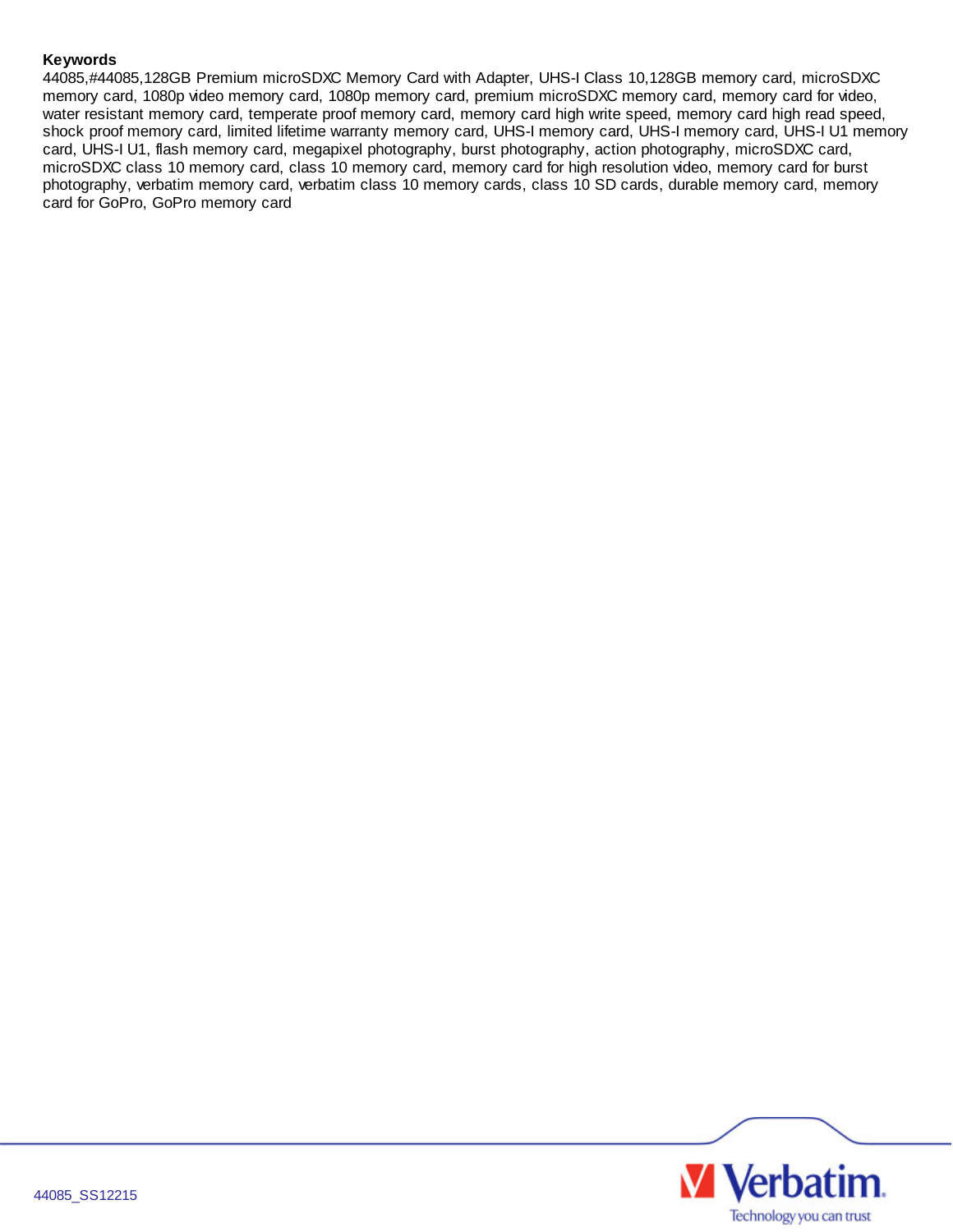**Keywords**

44085,#44085,128GB Premium microSDXC Memory Card with Adapter, UHS-I Class 10,128GB memory card, microSDXC memory card, 1080p video memory card, 1080p memory card, premium microSDXC memory card, memory card for video, water resistant memory card, temperate proof memory card, memory card high write speed, memory card high read speed, shock proof memory card, limited lifetime warranty memory card, UHS-I memory card, UHS-I memory card, UHS-I U1 memory card, UHS-I U1, flash memory card, megapixel photography, burst photography, action photography, microSDXC card, microSDXC class 10 memory card, class 10 memory card, memory card for high resolution video, memory card for burst photography, verbatim memory card, verbatim class 10 memory cards, class 10 SD cards, durable memory card, memory card for GoPro, GoPro memory card